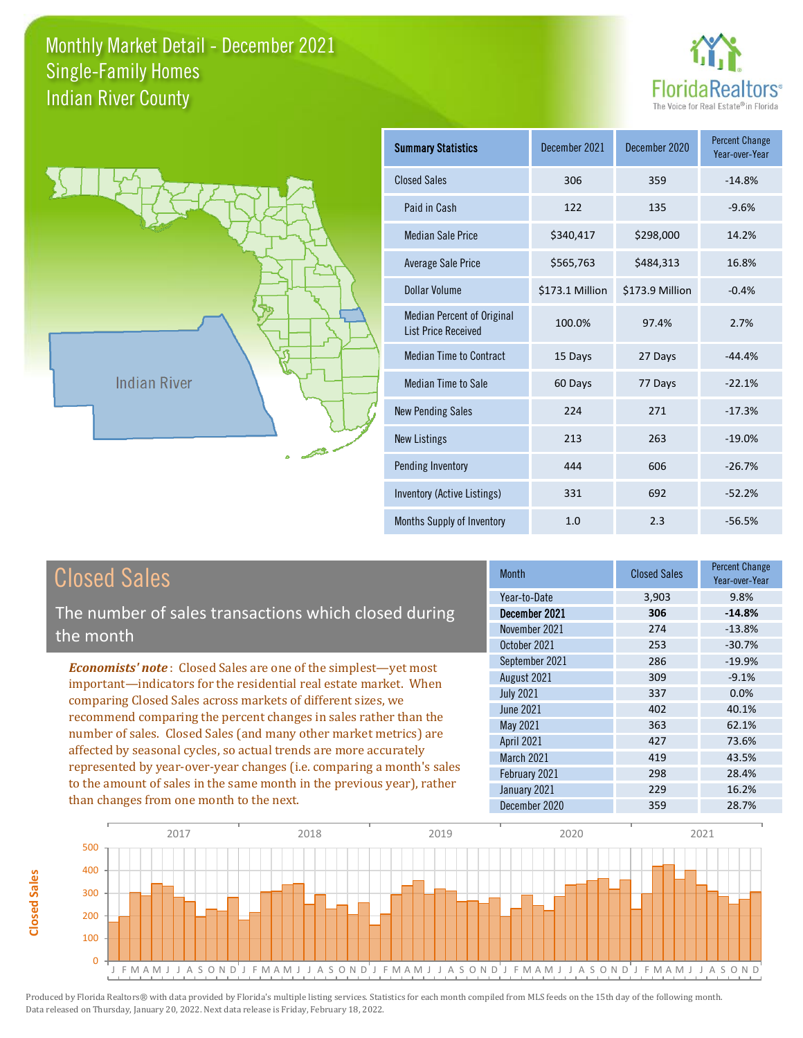# Monthly Market Detail - December 2021
## Single-Family Homes
## Indian River County

| Summary Statistics | December 2021 | December 2020 | Percent Change Year-over-Year |
|---|---|---|---|
| Closed Sales | 306 | 359 | -14.8% |
| Paid in Cash | 122 | 135 | -9.6% |
| Median Sale Price | $340,417 | $298,000 | 14.2% |
| Average Sale Price | $565,763 | $484,313 | 16.8% |
| Dollar Volume | $173.1 Million | $173.9 Million | -0.4% |
| Median Percent of Original List Price Received | 100.0% | 97.4% | 2.7% |
| Median Time to Contract | 15 Days | 27 Days | -44.4% |
| Median Time to Sale | 60 Days | 77 Days | -22.1% |
| New Pending Sales | 224 | 271 | -17.3% |
| New Listings | 213 | 263 | -19.0% |
| Pending Inventory | 444 | 606 | -26.7% |
| Inventory (Active Listings) | 331 | 692 | -52.2% |
| Months Supply of Inventory | 1.0 | 2.3 | -56.5% |

## Closed Sales

The number of sales transactions which closed during the month

***Economists' note***: Closed Sales are one of the simplest—yet most important—indicators for the residential real estate market. When comparing Closed Sales across markets of different sizes, we recommend comparing the percent changes in sales rather than the number of sales. Closed Sales (and many other market metrics) are affected by seasonal cycles, so actual trends are more accurately represented by year-over-year changes (i.e. comparing a month's sales to the amount of sales in the same month in the previous year), rather than changes from one month to the next.

| Month | Closed Sales | Percent Change Year-over-Year |
|---|---|---|
| Year-to-Date | 3,903 | 9.8% |
| **December 2021** | **306** | **-14.8%** |
| November 2021 | 274 | -13.8% |
| October 2021 | 253 | -30.7% |
| September 2021 | 286 | -19.9% |
| August 2021 | 309 | -9.1% |
| July 2021 | 337 | 0.0% |
| June 2021 | 402 | 40.1% |
| May 2021 | 363 | 62.1% |
| April 2021 | 427 | 73.6% |
| March 2021 | 419 | 43.5% |
| February 2021 | 298 | 28.4% |
| January 2021 | 229 | 16.2% |
| December 2020 | 359 | 28.7% |

Produced by Florida Realtors® with data provided by Florida's multiple listing services. Statistics for each month compiled from MLS feeds on the 15th day of the following month. Data released on Thursday, January 20, 2022. Next data release is Friday, February 18, 2022.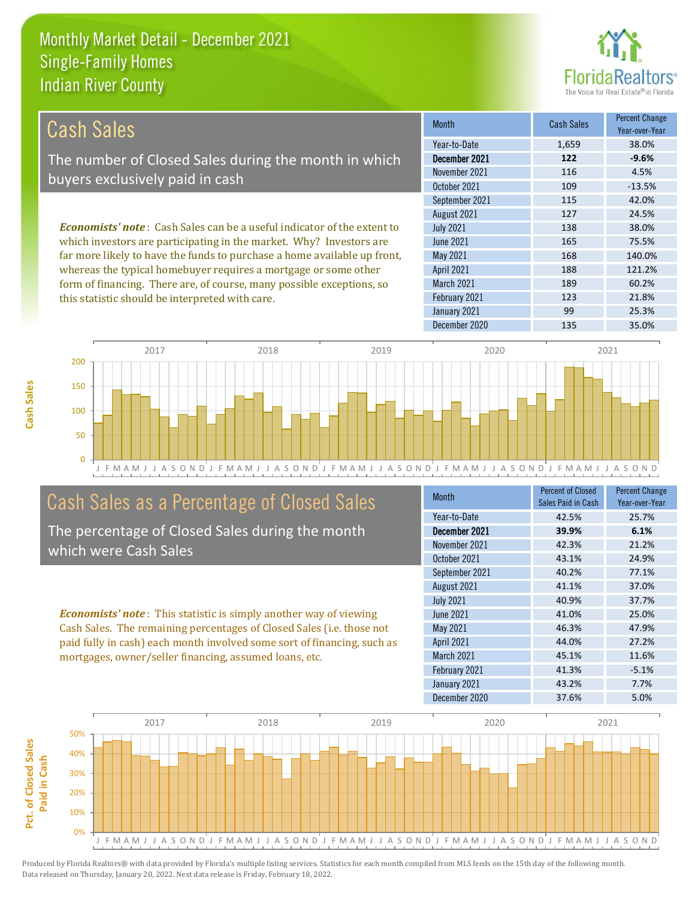# Monthly Market Detail - December 2021
## Single-Family Homes
## Indian River County

## Cash Sales

The number of Closed Sales during the month in which buyers exclusively paid in cash

*Economists' note*: Cash Sales can be a useful indicator of the extent to which investors are participating in the market. Why? Investors are far more likely to have the funds to purchase a home available up front, whereas the typical homebuyer requires a mortgage or some other form of financing. There are, of course, many possible exceptions, so this statistic should be interpreted with care.

| Month | Cash Sales | Percent Change Year-over-Year |
|---|---|---|
| Year-to-Date | 1,659 | 38.0% |
| **December 2021** | **122** | **-9.6%** |
| November 2021 | 116 | 4.5% |
| October 2021 | 109 | -13.5% |
| September 2021 | 115 | 42.0% |
| August 2021 | 127 | 24.5% |
| July 2021 | 138 | 38.0% |
| June 2021 | 165 | 75.5% |
| May 2021 | 168 | 140.0% |
| April 2021 | 188 | 121.2% |
| March 2021 | 189 | 60.2% |
| February 2021 | 123 | 21.8% |
| January 2021 | 99 | 25.3% |
| December 2020 | 135 | 35.0% |

## Cash Sales as a Percentage of Closed Sales

The percentage of Closed Sales during the month which were Cash Sales

*Economists' note*: This statistic is simply another way of viewing Cash Sales. The remaining percentages of Closed Sales (i.e. those not paid fully in cash) each month involved some sort of financing, such as mortgages, owner/seller financing, assumed loans, etc.

| Month | Percent of Closed Sales Paid in Cash | Percent Change Year-over-Year |
|---|---|---|
| Year-to-Date | 42.5% | 25.7% |
| **December 2021** | **39.9%** | **6.1%** |
| November 2021 | 42.3% | 21.2% |
| October 2021 | 43.1% | 24.9% |
| September 2021 | 40.2% | 77.1% |
| August 2021 | 41.1% | 37.0% |
| July 2021 | 40.9% | 37.7% |
| June 2021 | 41.0% | 25.0% |
| May 2021 | 46.3% | 47.9% |
| April 2021 | 44.0% | 27.2% |
| March 2021 | 45.1% | 11.6% |
| February 2021 | 41.3% | -5.1% |
| January 2021 | 43.2% | 7.7% |
| December 2020 | 37.6% | 5.0% |

Produced by Florida Realtors® with data provided by Florida's multiple listing services. Statistics for each month compiled from MLS feeds on the 15th day of the following month. Data released on Thursday, January 20, 2022. Next data release is Friday, February 18, 2022.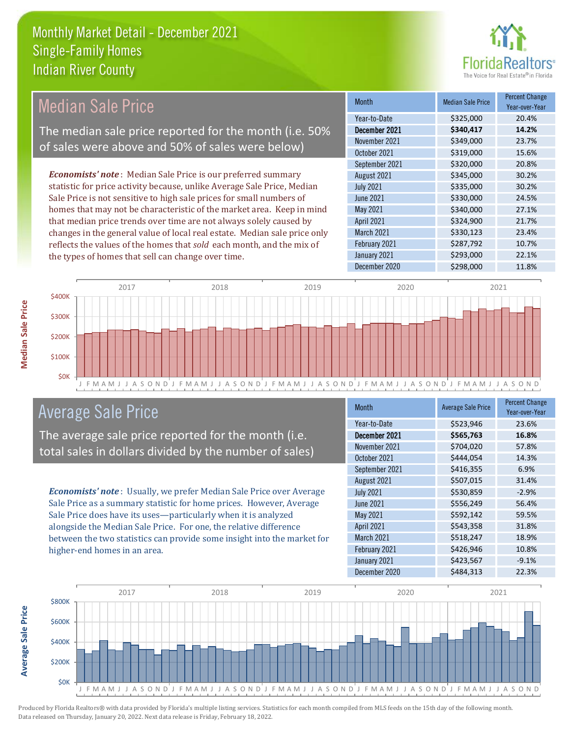# Monthly Market Detail - December 2021
## Single-Family Homes
## Indian River County

## Median Sale Price

The median sale price reported for the month (i.e. 50% of sales were above and 50% of sales were below)

*Economists' note*: Median Sale Price is our preferred summary statistic for price activity because, unlike Average Sale Price, Median Sale Price is not sensitive to high sale prices for small numbers of homes that may not be characteristic of the market area. Keep in mind that median price trends over time are not always solely caused by changes in the general value of local real estate. Median sale price only reflects the values of the homes that *sold* each month, and the mix of the types of homes that sell can change over time.

| Month | Median Sale Price | Percent Change Year-over-Year |
|---|---|---|
| Year-to-Date | $325,000 | 20.4% |
| **December 2021** | **$340,417** | **14.2%** |
| November 2021 | $349,000 | 23.7% |
| October 2021 | $319,000 | 15.6% |
| September 2021 | $320,000 | 20.8% |
| August 2021 | $345,000 | 30.2% |
| July 2021 | $335,000 | 30.2% |
| June 2021 | $330,000 | 24.5% |
| May 2021 | $340,000 | 27.1% |
| April 2021 | $324,900 | 21.7% |
| March 2021 | $330,123 | 23.4% |
| February 2021 | $287,792 | 10.7% |
| January 2021 | $293,000 | 22.1% |
| December 2020 | $298,000 | 11.8% |

## Average Sale Price

The average sale price reported for the month (i.e. total sales in dollars divided by the number of sales)

*Economists' note*: Usually, we prefer Median Sale Price over Average Sale Price as a summary statistic for home prices. However, Average Sale Price does have its uses—particularly when it is analyzed alongside the Median Sale Price. For one, the relative difference between the two statistics can provide some insight into the market for higher-end homes in an area.

| Month | Average Sale Price | Percent Change Year-over-Year |
|---|---|---|
| Year-to-Date | $523,946 | 23.6% |
| **December 2021** | **$565,763** | **16.8%** |
| November 2021 | $704,020 | 57.8% |
| October 2021 | $444,054 | 14.3% |
| September 2021 | $416,355 | 6.9% |
| August 2021 | $507,015 | 31.4% |
| July 2021 | $530,859 | -2.9% |
| June 2021 | $556,249 | 56.4% |
| May 2021 | $592,142 | 59.5% |
| April 2021 | $543,358 | 31.8% |
| March 2021 | $518,247 | 18.9% |
| February 2021 | $426,946 | 10.8% |
| January 2021 | $423,567 | -9.1% |
| December 2020 | $484,313 | 22.3% |

Produced by Florida Realtors® with data provided by Florida's multiple listing services. Statistics for each month compiled from MLS feeds on the 15th day of the following month. Data released on Thursday, January 20, 2022. Next data release is Friday, February 18, 2022.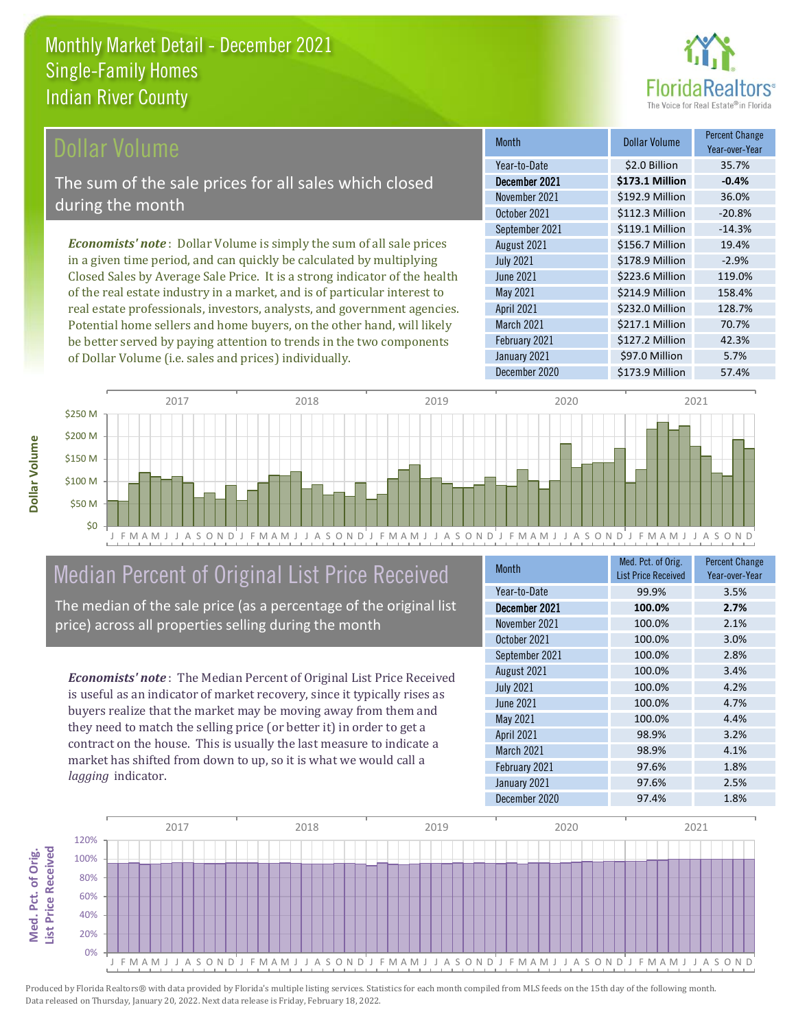# Monthly Market Detail - December 2021
## Single-Family Homes
## Indian River County

## Dollar Volume

The sum of the sale prices for all sales which closed during the month

*Economists' note*: Dollar Volume is simply the sum of all sale prices in a given time period, and can quickly be calculated by multiplying Closed Sales by Average Sale Price. It is a strong indicator of the health of the real estate industry in a market, and is of particular interest to real estate professionals, investors, analysts, and government agencies. Potential home sellers and home buyers, on the other hand, will likely be better served by paying attention to trends in the two components of Dollar Volume (i.e. sales and prices) individually.

| Month | Dollar Volume | Percent Change Year-over-Year |
|---|---|---|
| Year-to-Date | $2.0 Billion | 35.7% |
| **December 2021** | **$173.1 Million** | **-0.4%** |
| November 2021 | $192.9 Million | 36.0% |
| October 2021 | $112.3 Million | -20.8% |
| September 2021 | $119.1 Million | -14.3% |
| August 2021 | $156.7 Million | 19.4% |
| July 2021 | $178.9 Million | -2.9% |
| June 2021 | $223.6 Million | 119.0% |
| May 2021 | $214.9 Million | 158.4% |
| April 2021 | $232.0 Million | 128.7% |
| March 2021 | $217.1 Million | 70.7% |
| February 2021 | $127.2 Million | 42.3% |
| January 2021 | $97.0 Million | 5.7% |
| December 2020 | $173.9 Million | 57.4% |

## Median Percent of Original List Price Received

The median of the sale price (as a percentage of the original list price) across all properties selling during the month

*Economists' note*: The Median Percent of Original List Price Received is useful as an indicator of market recovery, since it typically rises as buyers realize that the market may be moving away from them and they need to match the selling price (or better it) in order to get a contract on the house. This is usually the last measure to indicate a market has shifted from down to up, so it is what we would call a *lagging* indicator.

| Month | Med. Pct. of Orig. List Price Received | Percent Change Year-over-Year |
|---|---|---|
| Year-to-Date | 99.9% | 3.5% |
| **December 2021** | **100.0%** | **2.7%** |
| November 2021 | 100.0% | 2.1% |
| October 2021 | 100.0% | 3.0% |
| September 2021 | 100.0% | 2.8% |
| August 2021 | 100.0% | 3.4% |
| July 2021 | 100.0% | 4.2% |
| June 2021 | 100.0% | 4.7% |
| May 2021 | 100.0% | 4.4% |
| April 2021 | 98.9% | 3.2% |
| March 2021 | 98.9% | 4.1% |
| February 2021 | 97.6% | 1.8% |
| January 2021 | 97.6% | 2.5% |
| December 2020 | 97.4% | 1.8% |

Produced by Florida Realtors® with data provided by Florida's multiple listing services. Statistics for each month compiled from MLS feeds on the 15th day of the following month. Data released on Thursday, January 20, 2022. Next data release is Friday, February 18, 2022.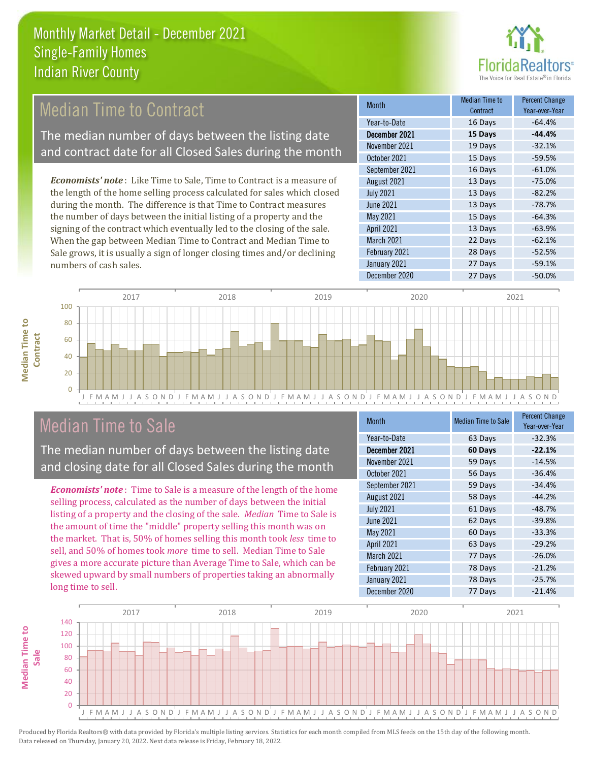# Monthly Market Detail - December 2021
## Single-Family Homes
## Indian River County

## Median Time to Contract

The median number of days between the listing date and contract date for all Closed Sales during the month

*Economists' note*: Like Time to Sale, Time to Contract is a measure of the length of the home selling process calculated for sales which closed during the month. The difference is that Time to Contract measures the number of days between the initial listing of a property and the signing of the contract which eventually led to the closing of the sale. When the gap between Median Time to Contract and Median Time to Sale grows, it is usually a sign of longer closing times and/or declining numbers of cash sales.

| Month | Median Time to Contract | Percent Change Year-over-Year |
|---|---|---|
| Year-to-Date | 16 Days | -64.4% |
| **December 2021** | **15 Days** | **-44.4%** |
| November 2021 | 19 Days | -32.1% |
| October 2021 | 15 Days | -59.5% |
| September 2021 | 16 Days | -61.0% |
| August 2021 | 13 Days | -75.0% |
| July 2021 | 13 Days | -82.2% |
| June 2021 | 13 Days | -78.7% |
| May 2021 | 15 Days | -64.3% |
| April 2021 | 13 Days | -63.9% |
| March 2021 | 22 Days | -62.1% |
| February 2021 | 28 Days | -52.5% |
| January 2021 | 27 Days | -59.1% |
| December 2020 | 27 Days | -50.0% |

## Median Time to Sale

The median number of days between the listing date and closing date for all Closed Sales during the month

*Economists' note*: Time to Sale is a measure of the length of the home selling process, calculated as the number of days between the initial listing of a property and the closing of the sale. *Median* Time to Sale is the amount of time the "middle" property selling this month was on the market. That is, 50% of homes selling this month took *less* time to sell, and 50% of homes took *more* time to sell. Median Time to Sale gives a more accurate picture than Average Time to Sale, which can be skewed upward by small numbers of properties taking an abnormally long time to sell.

| Month | Median Time to Sale | Percent Change Year-over-Year |
|---|---|---|
| Year-to-Date | 63 Days | -32.3% |
| **December 2021** | **60 Days** | **-22.1%** |
| November 2021 | 59 Days | -14.5% |
| October 2021 | 56 Days | -36.4% |
| September 2021 | 59 Days | -34.4% |
| August 2021 | 58 Days | -44.2% |
| July 2021 | 61 Days | -48.7% |
| June 2021 | 62 Days | -39.8% |
| May 2021 | 60 Days | -33.3% |
| April 2021 | 63 Days | -29.2% |
| March 2021 | 77 Days | -26.0% |
| February 2021 | 78 Days | -21.2% |
| January 2021 | 78 Days | -25.7% |
| December 2020 | 77 Days | -21.4% |

Produced by Florida Realtors® with data provided by Florida's multiple listing services. Statistics for each month compiled from MLS feeds on the 15th day of the following month. Data released on Thursday, January 20, 2022. Next data release is Friday, February 18, 2022.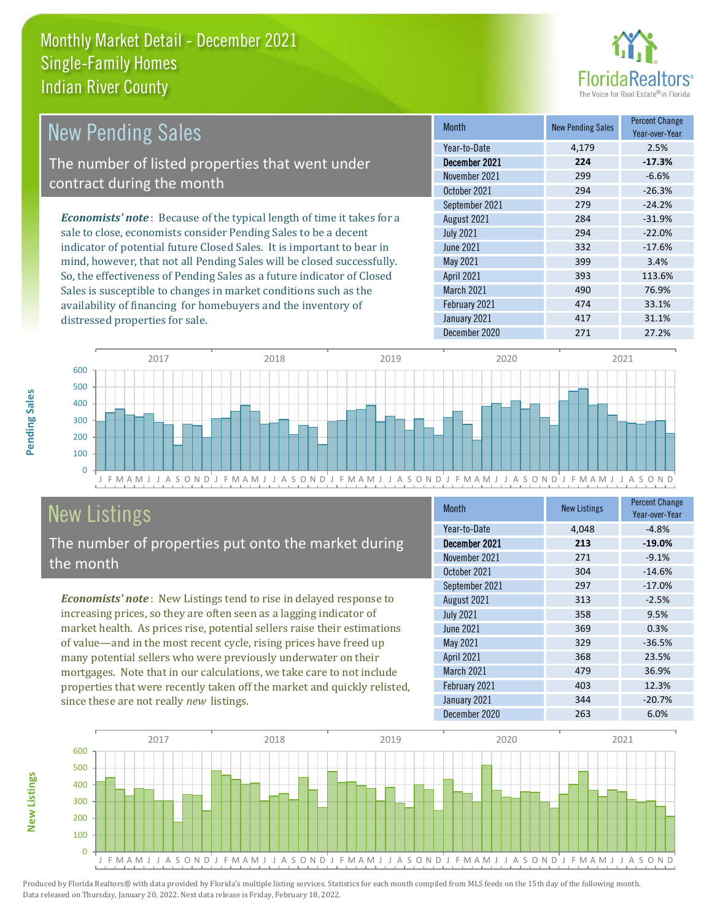# Monthly Market Detail - December 2021
## Single-Family Homes
## Indian River County

## New Pending Sales

The number of listed properties that went under contract during the month

*Economists' note*: Because of the typical length of time it takes for a sale to close, economists consider Pending Sales to be a decent indicator of potential future Closed Sales. It is important to bear in mind, however, that not all Pending Sales will be closed successfully. So, the effectiveness of Pending Sales as a future indicator of Closed Sales is susceptible to changes in market conditions such as the availability of financing for homebuyers and the inventory of distressed properties for sale.

| Month | New Pending Sales | Percent Change Year-over-Year |
|---|---|---|
| Year-to-Date | 4,179 | 2.5% |
| **December 2021** | **224** | **-17.3%** |
| November 2021 | 299 | -6.6% |
| October 2021 | 294 | -26.3% |
| September 2021 | 279 | -24.2% |
| August 2021 | 284 | -31.9% |
| July 2021 | 294 | -22.0% |
| June 2021 | 332 | -17.6% |
| May 2021 | 399 | 3.4% |
| April 2021 | 393 | 113.6% |
| March 2021 | 490 | 76.9% |
| February 2021 | 474 | 33.1% |
| January 2021 | 417 | 31.1% |
| December 2020 | 271 | 27.2% |

## New Listings

The number of properties put onto the market during the month

*Economists' note*: New Listings tend to rise in delayed response to increasing prices, so they are often seen as a lagging indicator of market health. As prices rise, potential sellers raise their estimations of value—and in the most recent cycle, rising prices have freed up many potential sellers who were previously underwater on their mortgages. Note that in our calculations, we take care to not include properties that were recently taken off the market and quickly relisted, since these are not really *new* listings.

| Month | New Listings | Percent Change Year-over-Year |
|---|---|---|
| Year-to-Date | 4,048 | -4.8% |
| **December 2021** | **213** | **-19.0%** |
| November 2021 | 271 | -9.1% |
| October 2021 | 304 | -14.6% |
| September 2021 | 297 | -17.0% |
| August 2021 | 313 | -2.5% |
| July 2021 | 358 | 9.5% |
| June 2021 | 369 | 0.3% |
| May 2021 | 329 | -36.5% |
| April 2021 | 368 | 23.5% |
| March 2021 | 479 | 36.9% |
| February 2021 | 403 | 12.3% |
| January 2021 | 344 | -20.7% |
| December 2020 | 263 | 6.0% |

Produced by Florida Realtors® with data provided by Florida's multiple listing services. Statistics for each month compiled from MLS feeds on the 15th day of the following month. Data released on Thursday, January 20, 2022. Next data release is Friday, February 18, 2022.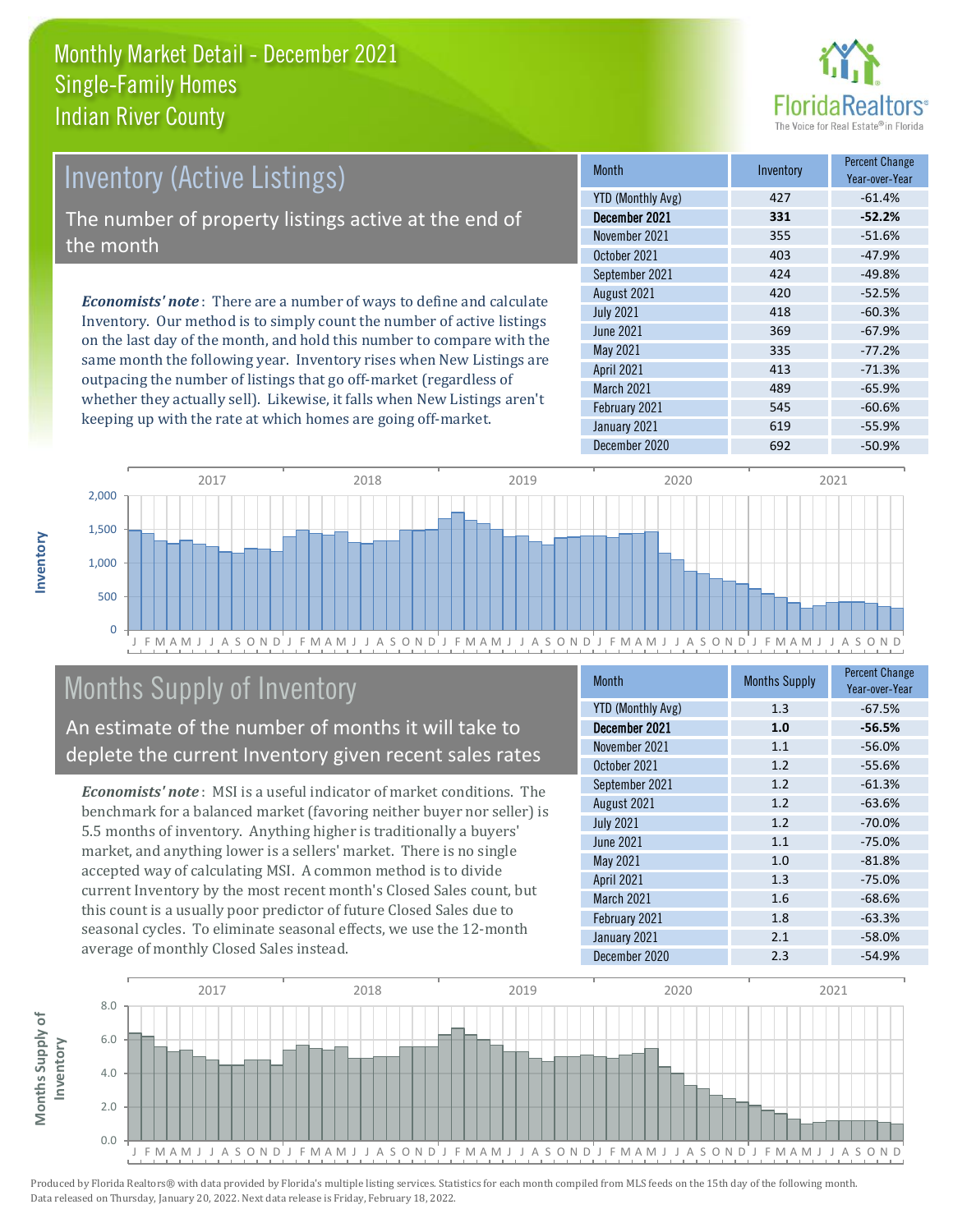# Monthly Market Detail - December 2021
## Single-Family Homes
## Indian River County

## Inventory (Active Listings)

The number of property listings active at the end of the month

*Economists' note*: There are a number of ways to define and calculate Inventory. Our method is to simply count the number of active listings on the last day of the month, and hold this number to compare with the same month the following year. Inventory rises when New Listings are outpacing the number of listings that go off-market (regardless of whether they actually sell). Likewise, it falls when New Listings aren't keeping up with the rate at which homes are going off-market.

| Month | Inventory | Percent Change Year-over-Year |
|---|---|---|
| YTD (Monthly Avg) | 427 | -61.4% |
| **December 2021** | **331** | **-52.2%** |
| November 2021 | 355 | -51.6% |
| October 2021 | 403 | -47.9% |
| September 2021 | 424 | -49.8% |
| August 2021 | 420 | -52.5% |
| July 2021 | 418 | -60.3% |
| June 2021 | 369 | -67.9% |
| May 2021 | 335 | -77.2% |
| April 2021 | 413 | -71.3% |
| March 2021 | 489 | -65.9% |
| February 2021 | 545 | -60.6% |
| January 2021 | 619 | -55.9% |
| December 2020 | 692 | -50.9% |

## Months Supply of Inventory

An estimate of the number of months it will take to deplete the current Inventory given recent sales rates

*Economists' note*: MSI is a useful indicator of market conditions. The benchmark for a balanced market (favoring neither buyer nor seller) is 5.5 months of inventory. Anything higher is traditionally a buyers' market, and anything lower is a sellers' market. There is no single accepted way of calculating MSI. A common method is to divide current Inventory by the most recent month's Closed Sales count, but this count is a usually poor predictor of future Closed Sales due to seasonal cycles. To eliminate seasonal effects, we use the 12-month average of monthly Closed Sales instead.

| Month | Months Supply | Percent Change Year-over-Year |
|---|---|---|
| YTD (Monthly Avg) | 1.3 | -67.5% |
| **December 2021** | **1.0** | **-56.5%** |
| November 2021 | 1.1 | -56.0% |
| October 2021 | 1.2 | -55.6% |
| September 2021 | 1.2 | -61.3% |
| August 2021 | 1.2 | -63.6% |
| July 2021 | 1.2 | -70.0% |
| June 2021 | 1.1 | -75.0% |
| May 2021 | 1.0 | -81.8% |
| April 2021 | 1.3 | -75.0% |
| March 2021 | 1.6 | -68.6% |
| February 2021 | 1.8 | -63.3% |
| January 2021 | 2.1 | -58.0% |
| December 2020 | 2.3 | -54.9% |

Produced by Florida Realtors® with data provided by Florida's multiple listing services. Statistics for each month compiled from MLS feeds on the 15th day of the following month. Data released on Thursday, January 20, 2022. Next data release is Friday, February 18, 2022.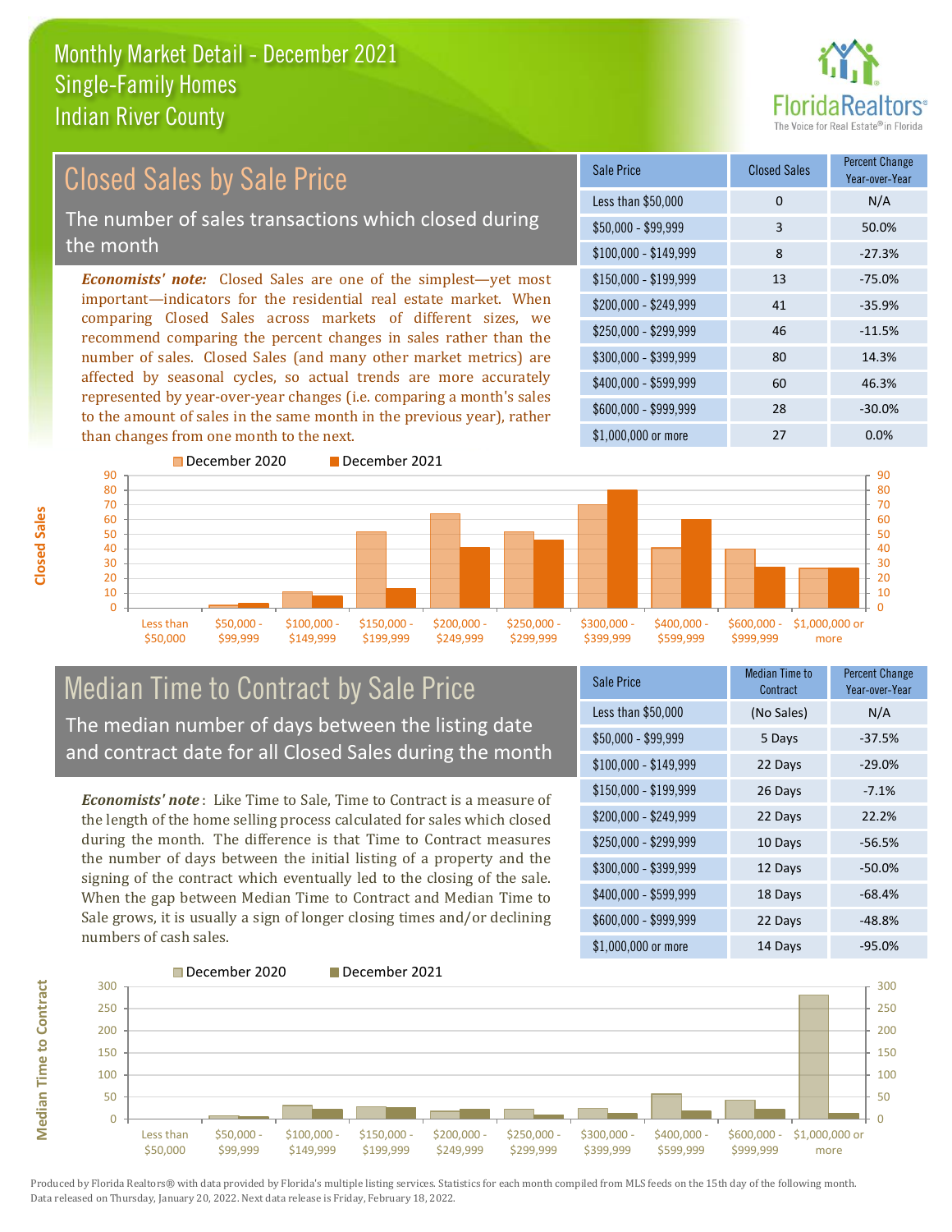# Monthly Market Detail - December 2021
## Single-Family Homes
## Indian River County

## Closed Sales by Sale Price

The number of sales transactions which closed during the month

*Economists' note:* Closed Sales are one of the simplest—yet most important—indicators for the residential real estate market. When comparing Closed Sales across markets of different sizes, we recommend comparing the percent changes in sales rather than the number of sales. Closed Sales (and many other market metrics) are affected by seasonal cycles, so actual trends are more accurately represented by year-over-year changes (i.e. comparing a month's sales to the amount of sales in the same month in the previous year), rather than changes from one month to the next.

| Sale Price | Closed Sales | Percent Change Year-over-Year |
|---|---|---|
| Less than $50,000 | 0 | N/A |
| $50,000 - $99,999 | 3 | 50.0% |
| $100,000 - $149,999 | 8 | -27.3% |
| $150,000 - $199,999 | 13 | -75.0% |
| $200,000 - $249,999 | 41 | -35.9% |
| $250,000 - $299,999 | 46 | -11.5% |
| $300,000 - $399,999 | 80 | 14.3% |
| $400,000 - $599,999 | 60 | 46.3% |
| $600,000 - $999,999 | 28 | -30.0% |
| $1,000,000 or more | 27 | 0.0% |

## Median Time to Contract by Sale Price

The median number of days between the listing date and contract date for all Closed Sales during the month

*Economists' note*: Like Time to Sale, Time to Contract is a measure of the length of the home selling process calculated for sales which closed during the month. The difference is that Time to Contract measures the number of days between the initial listing of a property and the signing of the contract which eventually led to the closing of the sale. When the gap between Median Time to Contract and Median Time to Sale grows, it is usually a sign of longer closing times and/or declining numbers of cash sales.

| Sale Price | Median Time to Contract | Percent Change Year-over-Year |
|---|---|---|
| Less than $50,000 | (No Sales) | N/A |
| $50,000 - $99,999 | 5 Days | -37.5% |
| $100,000 - $149,999 | 22 Days | -29.0% |
| $150,000 - $199,999 | 26 Days | -7.1% |
| $200,000 - $249,999 | 22 Days | 22.2% |
| $250,000 - $299,999 | 10 Days | -56.5% |
| $300,000 - $399,999 | 12 Days | -50.0% |
| $400,000 - $599,999 | 18 Days | -68.4% |
| $600,000 - $999,999 | 22 Days | -48.8% |
| $1,000,000 or more | 14 Days | -95.0% |

Produced by Florida Realtors® with data provided by Florida's multiple listing services. Statistics for each month compiled from MLS feeds on the 15th day of the following month. Data released on Thursday, January 20, 2022. Next data release is Friday, February 18, 2022.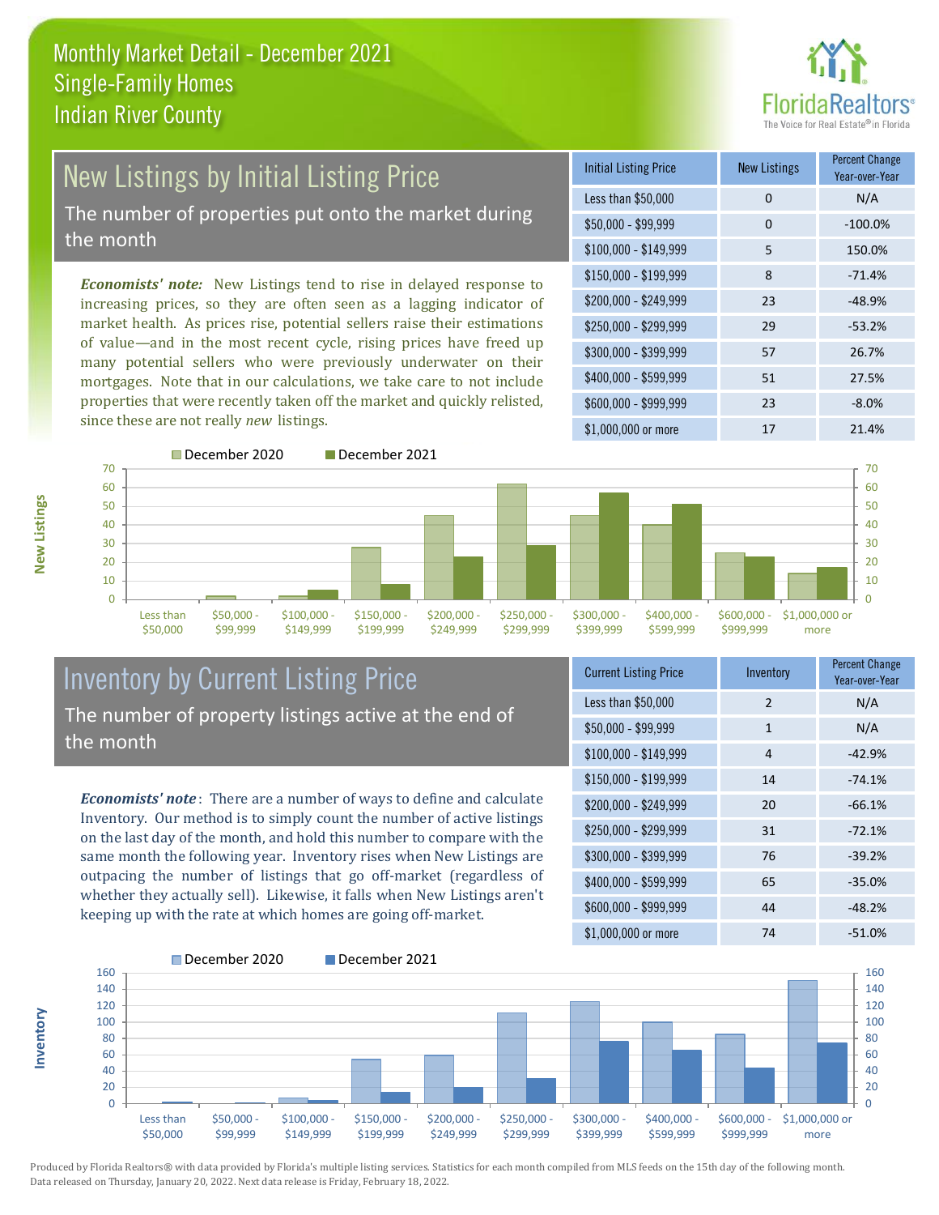# Monthly Market Detail - December 2021
## Single-Family Homes
## Indian River County

## New Listings by Initial Listing Price

The number of properties put onto the market during the month

*Economists' note:* New Listings tend to rise in delayed response to increasing prices, so they are often seen as a lagging indicator of market health. As prices rise, potential sellers raise their estimations of value—and in the most recent cycle, rising prices have freed up many potential sellers who were previously underwater on their mortgages. Note that in our calculations, we take care to not include properties that were recently taken off the market and quickly relisted, since these are not really *new* listings.

| Initial Listing Price | New Listings | Percent Change Year-over-Year |
|---|---|---|
| Less than $50,000 | 0 | N/A |
| $50,000 - $99,999 | 0 | -100.0% |
| $100,000 - $149,999 | 5 | 150.0% |
| $150,000 - $199,999 | 8 | -71.4% |
| $200,000 - $249,999 | 23 | -48.9% |
| $250,000 - $299,999 | 29 | -53.2% |
| $300,000 - $399,999 | 57 | 26.7% |
| $400,000 - $599,999 | 51 | 27.5% |
| $600,000 - $999,999 | 23 | -8.0% |
| $1,000,000 or more | 17 | 21.4% |

## Inventory by Current Listing Price

The number of property listings active at the end of the month

*Economists' note*: There are a number of ways to define and calculate Inventory. Our method is to simply count the number of active listings on the last day of the month, and hold this number to compare with the same month the following year. Inventory rises when New Listings are outpacing the number of listings that go off-market (regardless of whether they actually sell). Likewise, it falls when New Listings aren't keeping up with the rate at which homes are going off-market.

| Current Listing Price | Inventory | Percent Change Year-over-Year |
|---|---|---|
| Less than $50,000 | 2 | N/A |
| $50,000 - $99,999 | 1 | N/A |
| $100,000 - $149,999 | 4 | -42.9% |
| $150,000 - $199,999 | 14 | -74.1% |
| $200,000 - $249,999 | 20 | -66.1% |
| $250,000 - $299,999 | 31 | -72.1% |
| $300,000 - $399,999 | 76 | -39.2% |
| $400,000 - $599,999 | 65 | -35.0% |
| $600,000 - $999,999 | 44 | -48.2% |
| $1,000,000 or more | 74 | -51.0% |

Produced by Florida Realtors® with data provided by Florida's multiple listing services. Statistics for each month compiled from MLS feeds on the 15th day of the following month. Data released on Thursday, January 20, 2022. Next data release is Friday, February 18, 2022.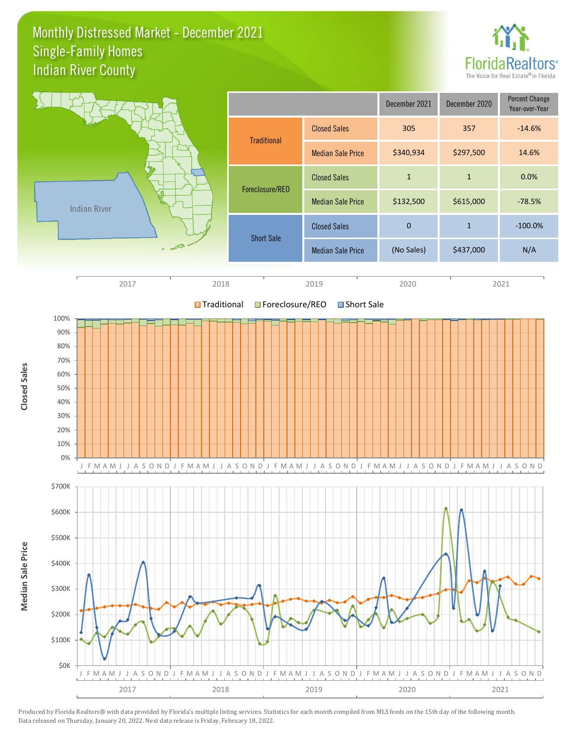# Monthly Distressed Market - December 2021
## Single-Family Homes
## Indian River County

FloridaRealtors®
The Voice for Real Estate® in Florida

Indian River

| | | December 2021 | December 2020 | Percent Change Year-over-Year |
|---|---|---|---|---|
| Traditional | Closed Sales | 305 | 357 | -14.6% |
| | Median Sale Price | $340,934 | $297,500 | 14.6% |
| Foreclosure/REO | Closed Sales | 1 | 1 | 0.0% |
| | Median Sale Price | $132,500 | $615,000 | -78.5% |
| Short Sale | Closed Sales | 0 | 1 | -100.0% |
| | Median Sale Price | (No Sales) | $437,000 | N/A |

2017 2018 2019 2020 2021

Traditional Foreclosure/REO Short Sale

Closed Sales

100% 90% 80% 70% 60% 50% 40% 30% 20% 10% 0%

J F M A M J J A S O N D J F M A M J J A S O N D J F M A M J J A S O N D J F M A M J J A S O N D J F M A M J J A S O N D

Median Sale Price

$700K $600K $500K $400K $300K $200K $100K $0K

J F M A M J J A S O N D J F M A M J J A S O N D J F M A M J J A S O N D J F M A M J J A S O N D J F M A M J J A S O N D

2017 2018 2019 2020 2021

Produced by Florida Realtors® with data provided by Florida's multiple listing services. Statistics for each month compiled from MLS feeds on the 15th day of the following month.
Data released on Thursday, January 20, 2022. Next data release is Friday, February 18, 2022.